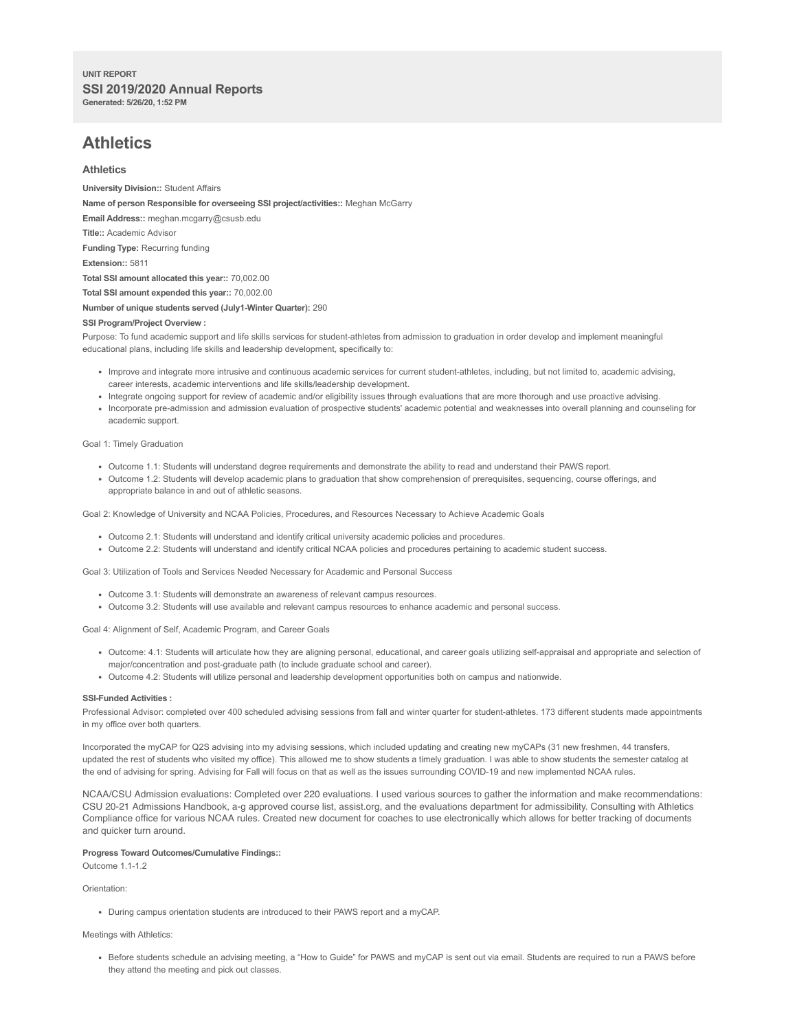**UNIT REPORT**

## SSI 2019/2020 Annual Reports

**Generated: 5/26/20, 1:52 PM**

# Athletics

## Athletics

**University Division::** Student Affairs

**Name of person Responsible for overseeing SSI project/activities::** Meghan McGarry

**Email Address::** meghan.mcgarry@csusb.edu

**Title::** Academic Advisor

**Funding Type:** Recurring funding

**Extension::** 5811

**Total SSI amount allocated this year::** 70,002.00

**Total SSI amount expended this year::** 70,002.00

**Number of unique students served (July1-Winter Quarter):** 290

**SSI Program/Project Overview :**

Purpose: To fund academic support and life skills services for student-athletes from admission to graduation in order develop and implement meaningful educational plans, including life skills and leadership development, specifically to:

- Improve and integrate more intrusive and continuous academic services for current student-athletes, including, but not limited to, academic advising, career interests, academic interventions and life skills/leadership development.
- Integrate ongoing support for review of academic and/or eligibility issues through evaluations that are more thorough and use proactive advising.
- Incorporate pre-admission and admission evaluation of prospective students' academic potential and weaknesses into overall planning and counseling for academic support.

Goal 1: Timely Graduation

- Outcome 1.1: Students will understand degree requirements and demonstrate the ability to read and understand their PAWS report.
- Outcome 1.2: Students will develop academic plans to graduation that show comprehension of prerequisites, sequencing, course offerings, and appropriate balance in and out of athletic seasons.

Goal 2: Knowledge of University and NCAA Policies, Procedures, and Resources Necessary to Achieve Academic Goals

- Outcome 2.1: Students will understand and identify critical university academic policies and procedures.
- Outcome 2.2: Students will understand and identify critical NCAA policies and procedures pertaining to academic student success.

Goal 3: Utilization of Tools and Services Needed Necessary for Academic and Personal Success

- Outcome 3.1: Students will demonstrate an awareness of relevant campus resources.
- Outcome 3.2: Students will use available and relevant campus resources to enhance academic and personal success.

Goal 4: Alignment of Self, Academic Program, and Career Goals

- Outcome: 4.1: Students will articulate how they are aligning personal, educational, and career goals utilizing self-appraisal and appropriate and selection of major/concentration and post-graduate path (to include graduate school and career).
- Outcome 4.2: Students will utilize personal and leadership development opportunities both on campus and nationwide.

**SSI-Funded Activities :**

Professional Advisor: completed over 400 scheduled advising sessions from fall and winter quarter for student-athletes. 173 different students made appointments in my office over both quarters.

Incorporated the myCAP for Q2S advising into my advising sessions, which included updating and creating new myCAPs (31 new freshmen, 44 transfers, updated the rest of students who visited my office). This allowed me to show students a timely graduation. I was able to show students the semester catalog at the end of advising for spring. Advising for Fall will focus on that as well as the issues surrounding COVID-19 and new implemented NCAA rules.

NCAA/CSU Admission evaluations: Completed over 220 evaluations. I used various sources to gather the information and make recommendations: CSU 20-21 Admissions Handbook, a-g approved course list, assist.org, and the evaluations department for admissibility. Consulting with Athletics Compliance office for various NCAA rules. Created new document for coaches to use electronically which allows for better tracking of documents and quicker turn around.

**Progress Toward Outcomes/Cumulative Findings::**

Outcome 1.1-1.2

Orientation:

- During campus orientation students are introduced to their PAWS report and a myCAP.

Meetings with Athletics:

- Before students schedule an advising meeting, a "How to Guide" for PAWS and myCAP is sent out via email. Students are required to run a PAWS before they attend the meeting and pick out classes.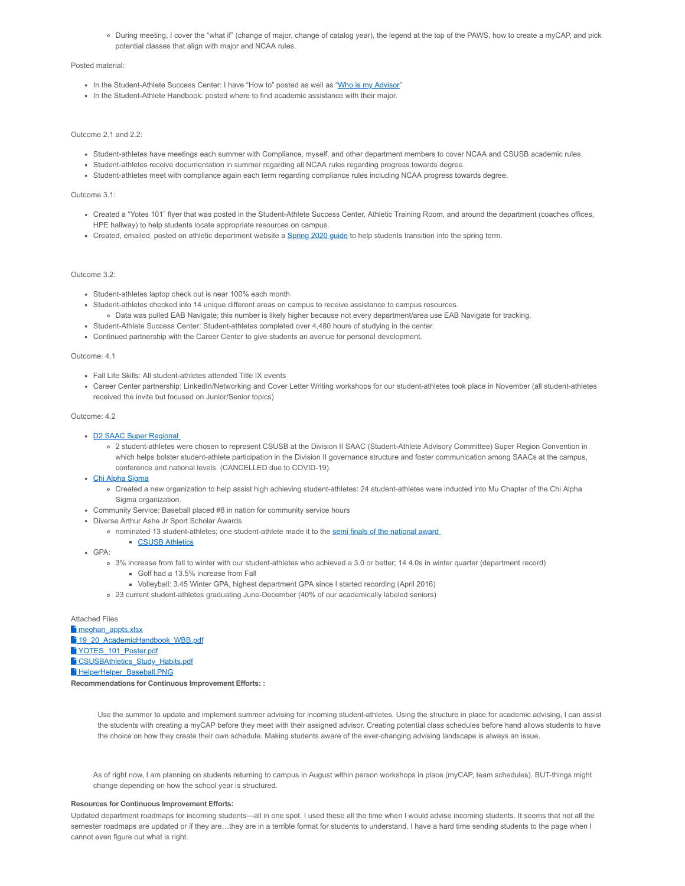- During meeting, I cover the "what if" (change of major, change of catalog year), the legend at the top of the PAWS, how to create a myCAP, and pick potential classes that align with major and NCAA rules.

Posted material:

- In the Student-Athlete Success Center: I have "How to" posted as well as "Who is my Advisor"
- In the Student-Athlete Handbook: posted where to find academic assistance with their major.

Outcome 2.1 and 2.2:

- Student-athletes have meetings each summer with Compliance, myself, and other department members to cover NCAA and CSUSB academic rules.
- Student-athletes receive documentation in summer regarding all NCAA rules regarding progress towards degree.
- Student-athletes meet with compliance again each term regarding compliance rules including NCAA progress towards degree.

Outcome 3.1:

- Created a "Yotes 101" flyer that was posted in the Student-Athlete Success Center, Athletic Training Room, and around the department (coaches offices, HPE hallway) to help students locate appropriate resources on campus.
- Created, emailed, posted on athletic department website a Spring 2020 guide to help students transition into the spring term.

Outcome 3.2:

- Student-athletes laptop check out is near 100% each month
- Student-athletes checked into 14 unique different areas on campus to receive assistance to campus resources.
  - Data was pulled EAB Navigate; this number is likely higher because not every department/area use EAB Navigate for tracking.
- Student-Athlete Success Center: Student-athletes completed over 4,480 hours of studying in the center.
- Continued partnership with the Career Center to give students an avenue for personal development.

Outcome: 4.1

- Fall Life Skills: All student-athletes attended Title IX events
- Career Center partnership: LinkedIn/Networking and Cover Letter Writing workshops for our student-athletes took place in November (all student-athletes received the invite but focused on Junior/Senior topics)

Outcome: 4.2

- D2 SAAC Super Regional
  - 2 student-athletes were chosen to represent CSUSB at the Division II SAAC (Student-Athlete Advisory Committee) Super Region Convention in which helps bolster student-athlete participation in the Division II governance structure and foster communication among SAACs at the campus, conference and national levels. (CANCELLED due to COVID-19).
- Chi Alpha Sigma
  - Created a new organization to help assist high achieving student-athletes: 24 student-athletes were inducted into Mu Chapter of the Chi Alpha Sigma organization.
- Community Service: Baseball placed #8 in nation for community service hours
- Diverse Arthur Ashe Jr Sport Scholar Awards
  - nominated 13 student-athletes; one student-athlete made it to the semi finals of the national award
    - CSUSB Athletics
- GPA:
  - 3% increase from fall to winter with our student-athletes who achieved a 3.0 or better; 14 4.0s in winter quarter (department record)
    - Golf had a 13.5% increase from Fall
    - Volleyball: 3.45 Winter GPA, highest department GPA since I started recording (April 2016)
  - 23 current student-athletes graduating June-December (40% of our academically labeled seniors)

Attached Files
meghan_appts.xlsx
19_20_AcademicHandbook_WBB.pdf
YOTES_101_Poster.pdf
CSUSBAthletics_Study_Habits.pdf
HelperHelper_Baseball.PNG

**Recommendations for Continuous Improvement Efforts: :**

Use the summer to update and implement summer advising for incoming student-athletes. Using the structure in place for academic advising, I can assist the students with creating a myCAP before they meet with their assigned advisor. Creating potential class schedules before hand allows students to have the choice on how they create their own schedule. Making students aware of the ever-changing advising landscape is always an issue.

As of right now, I am planning on students returning to campus in August within person workshops in place (myCAP, team schedules). BUT-things might change depending on how the school year is structured.

**Resources for Continuous Improvement Efforts:**

Updated department roadmaps for incoming students—all in one spot. I used these all the time when I would advise incoming students. It seems that not all the semester roadmaps are updated or if they are…they are in a terrible format for students to understand. I have a hard time sending students to the page when I cannot even figure out what is right.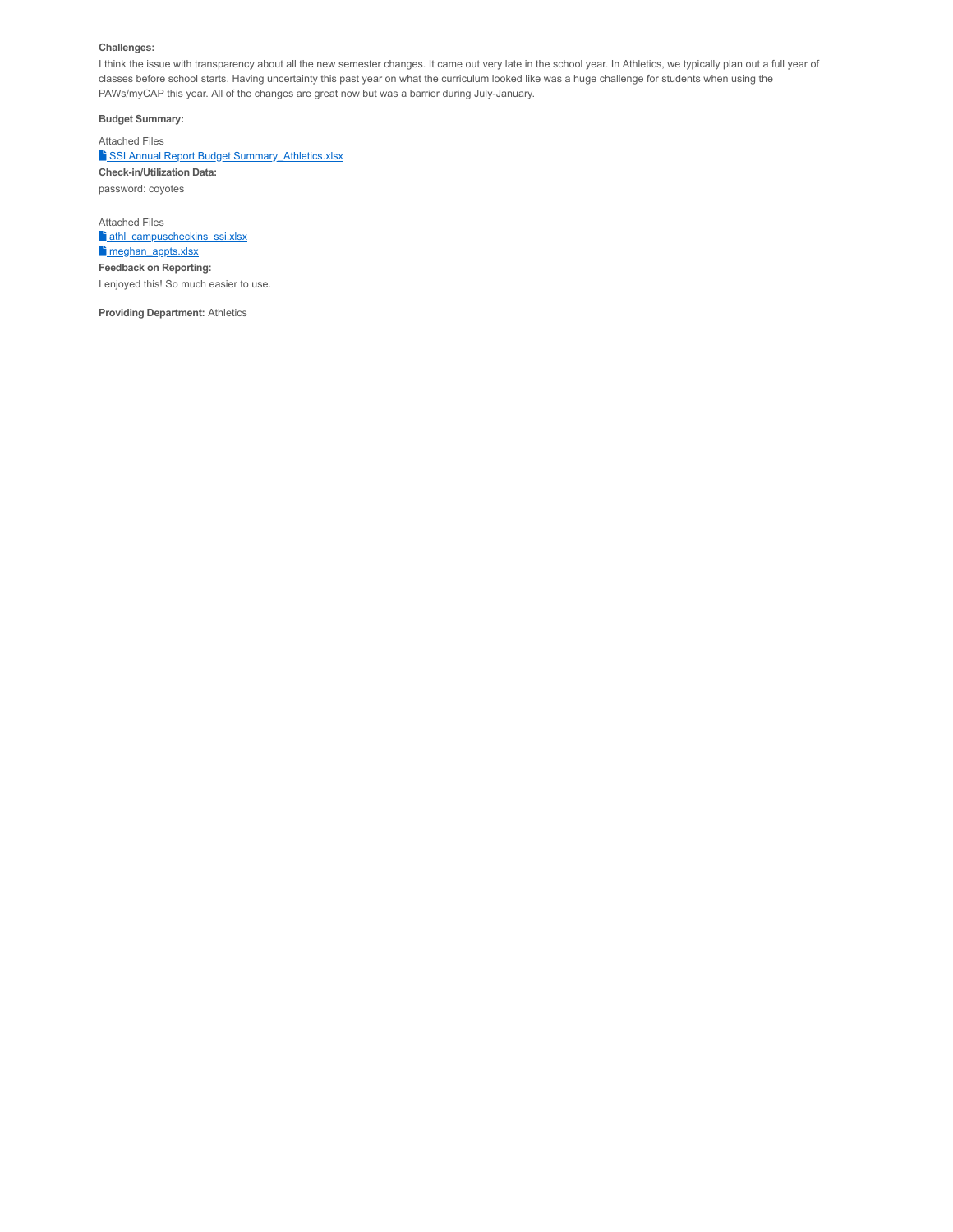**Challenges:**

I think the issue with transparency about all the new semester changes. It came out very late in the school year. In Athletics, we typically plan out a full year of classes before school starts. Having uncertainty this past year on what the curriculum looked like was a huge challenge for students when using the PAWs/myCAP this year. All of the changes are great now but was a barrier during July-January.

**Budget Summary:**

Attached Files

SSI Annual Report Budget Summary_Athletics.xlsx

**Check-in/Utilization Data:**

password: coyotes

Attached Files

athl_campuscheckins_ssi.xlsx

meghan_appts.xlsx

**Feedback on Reporting:**

I enjoyed this! So much easier to use.

**Providing Department:** Athletics